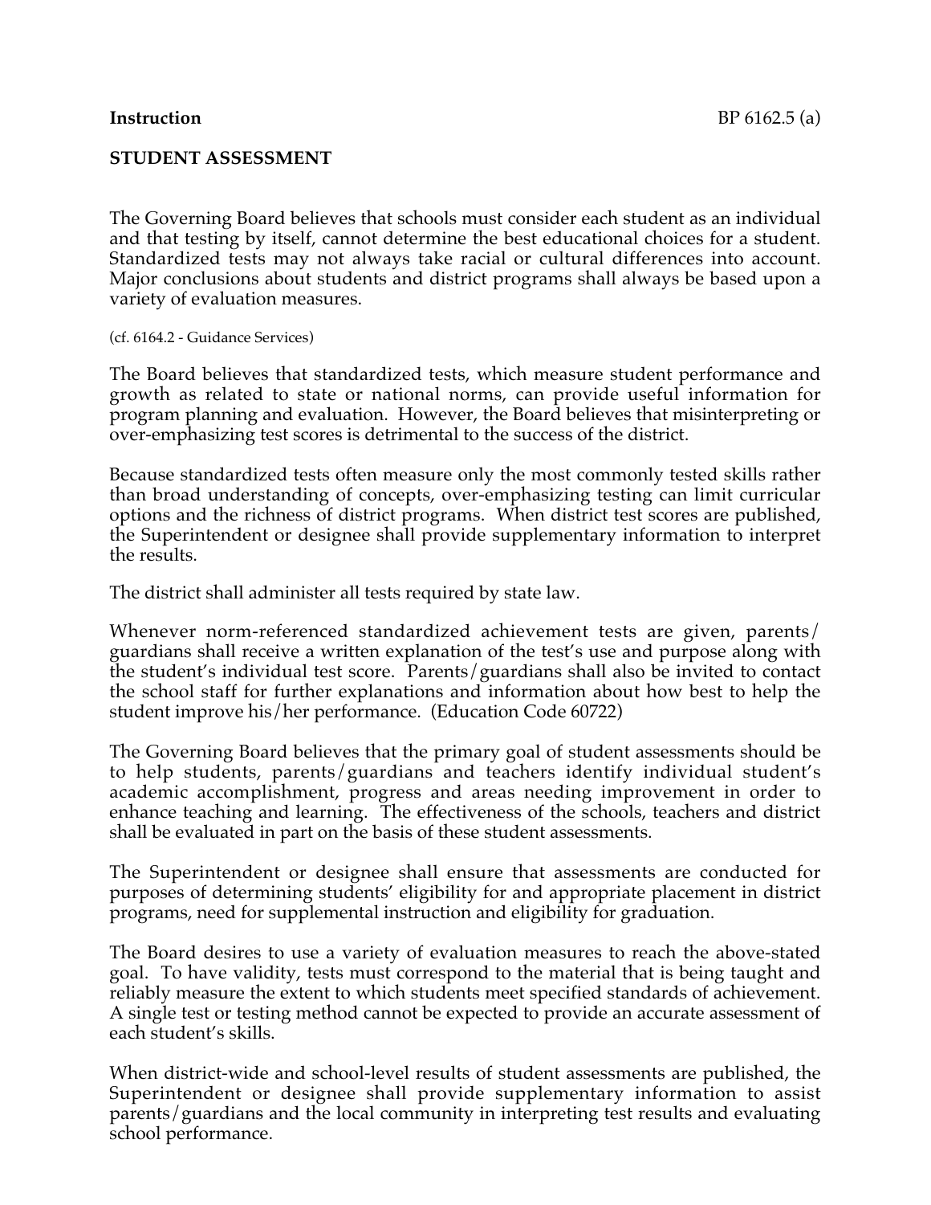**Instruction** BP 6162.5 (a)

**STUDENT ASSESSMENT**

The Governing Board believes that schools must consider each student as an individual and that testing by itself, cannot determine the best educational choices for a student. Standardized tests may not always take racial or cultural differences into account. Major conclusions about students and district programs shall always be based upon a variety of evaluation measures.

(cf. 6164.2 - Guidance Services)

The Board believes that standardized tests, which measure student performance and growth as related to state or national norms, can provide useful information for program planning and evaluation. However, the Board believes that misinterpreting or over-emphasizing test scores is detrimental to the success of the district.

Because standardized tests often measure only the most commonly tested skills rather than broad understanding of concepts, over-emphasizing testing can limit curricular options and the richness of district programs. When district test scores are published, the Superintendent or designee shall provide supplementary information to interpret the results.

The district shall administer all tests required by state law.

Whenever norm-referenced standardized achievement tests are given, parents/ guardians shall receive a written explanation of the test's use and purpose along with the student's individual test score. Parents/guardians shall also be invited to contact the school staff for further explanations and information about how best to help the student improve his/her performance. (Education Code 60722)

The Governing Board believes that the primary goal of student assessments should be to help students, parents/guardians and teachers identify individual student's academic accomplishment, progress and areas needing improvement in order to enhance teaching and learning. The effectiveness of the schools, teachers and district shall be evaluated in part on the basis of these student assessments.

The Superintendent or designee shall ensure that assessments are conducted for purposes of determining students' eligibility for and appropriate placement in district programs, need for supplemental instruction and eligibility for graduation.

The Board desires to use a variety of evaluation measures to reach the above-stated goal. To have validity, tests must correspond to the material that is being taught and reliably measure the extent to which students meet specified standards of achievement. A single test or testing method cannot be expected to provide an accurate assessment of each student's skills.

When district-wide and school-level results of student assessments are published, the Superintendent or designee shall provide supplementary information to assist parents/guardians and the local community in interpreting test results and evaluating school performance.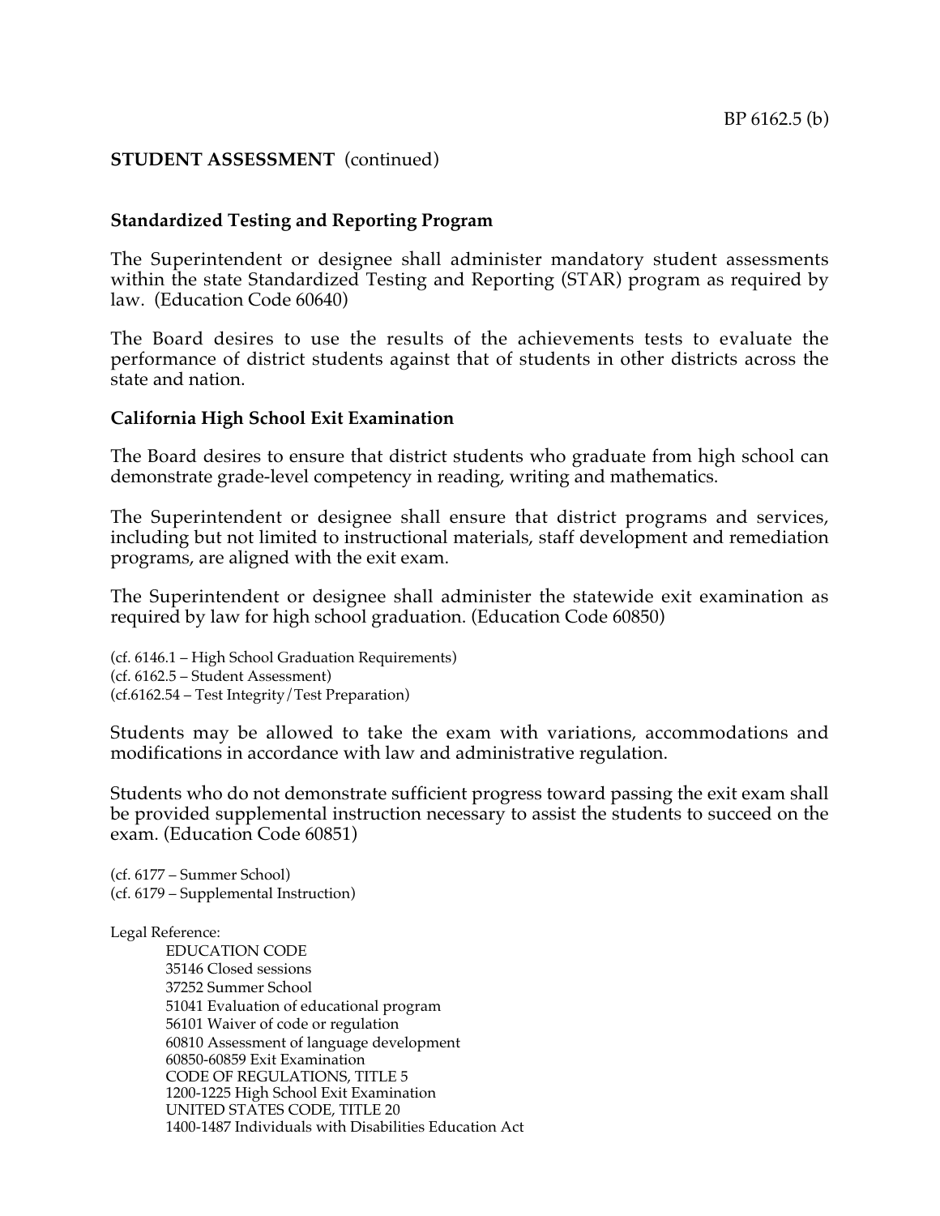**STUDENT ASSESSMENT** (continued)

## Standardized Testing and Reporting Program

The Superintendent or designee shall administer mandatory student assessments within the state Standardized Testing and Reporting (STAR) program as required by law. (Education Code 60640)

The Board desires to use the results of the achievements tests to evaluate the performance of district students against that of students in other districts across the state and nation.

## California High School Exit Examination

The Board desires to ensure that district students who graduate from high school can demonstrate grade-level competency in reading, writing and mathematics.

The Superintendent or designee shall ensure that district programs and services, including but not limited to instructional materials, staff development and remediation programs, are aligned with the exit exam.

The Superintendent or designee shall administer the statewide exit examination as required by law for high school graduation. (Education Code 60850)

(cf. 6146.1 – High School Graduation Requirements)
(cf. 6162.5 – Student Assessment)
(cf.6162.54 – Test Integrity/Test Preparation)

Students may be allowed to take the exam with variations, accommodations and modifications in accordance with law and administrative regulation.

Students who do not demonstrate sufficient progress toward passing the exit exam shall be provided supplemental instruction necessary to assist the students to succeed on the exam. (Education Code 60851)

(cf. 6177 – Summer School)
(cf. 6179 – Supplemental Instruction)

Legal Reference:

EDUCATION CODE
35146 Closed sessions
37252 Summer School
51041 Evaluation of educational program
56101 Waiver of code or regulation
60810 Assessment of language development
60850-60859 Exit Examination
CODE OF REGULATIONS, TITLE 5
1200-1225 High School Exit Examination
UNITED STATES CODE, TITLE 20
1400-1487 Individuals with Disabilities Education Act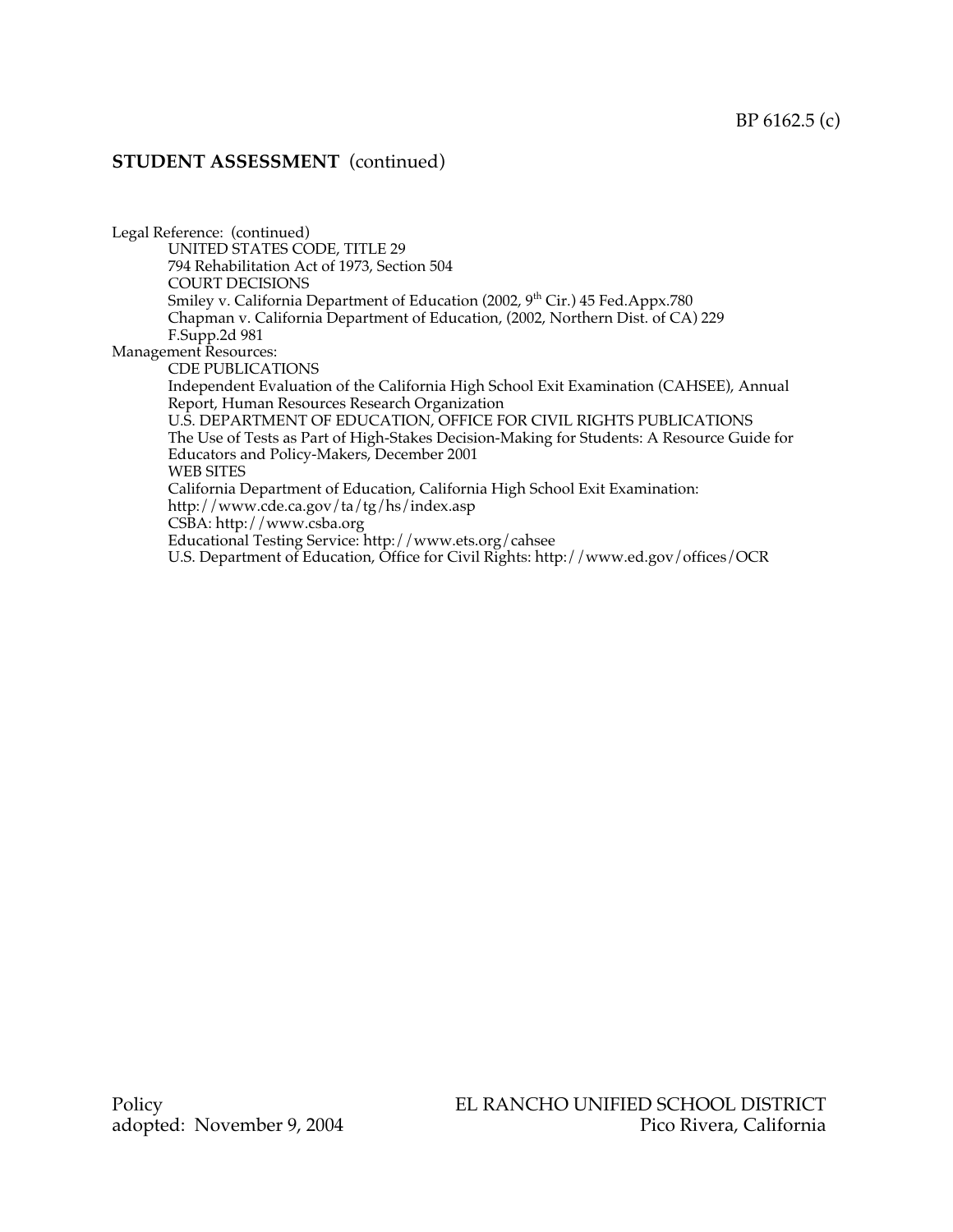## STUDENT ASSESSMENT (continued)

Legal Reference: (continued)

UNITED STATES CODE, TITLE 29

794 Rehabilitation Act of 1973, Section 504

COURT DECISIONS

Smiley v. California Department of Education (2002, 9th Cir.) 45 Fed.Appx.780

Chapman v. California Department of Education, (2002, Northern Dist. of CA) 229 F.Supp.2d 981

Management Resources:

CDE PUBLICATIONS

Independent Evaluation of the California High School Exit Examination (CAHSEE), Annual Report, Human Resources Research Organization

U.S. DEPARTMENT OF EDUCATION, OFFICE FOR CIVIL RIGHTS PUBLICATIONS

The Use of Tests as Part of High-Stakes Decision-Making for Students: A Resource Guide for Educators and Policy-Makers, December 2001

WEB SITES

California Department of Education, California High School Exit Examination: http://www.cde.ca.gov/ta/tg/hs/index.asp

CSBA: http://www.csba.org

Educational Testing Service: http://www.ets.org/cahsee

U.S. Department of Education, Office for Civil Rights: http://www.ed.gov/offices/OCR

Policy
adopted: November 9, 2004

EL RANCHO UNIFIED SCHOOL DISTRICT
Pico Rivera, California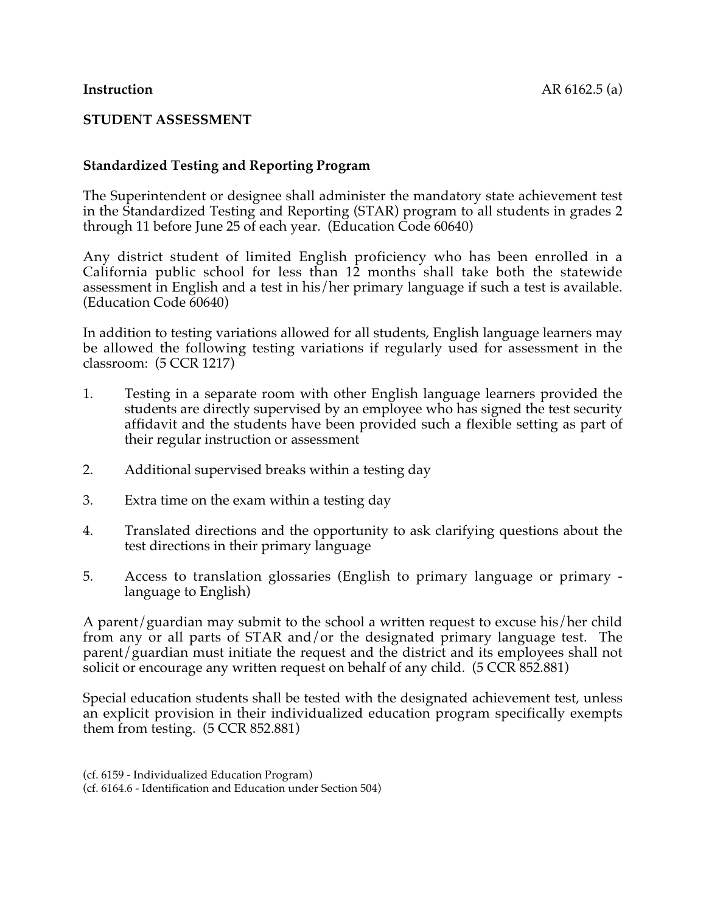**Instruction** AR 6162.5 (a)

## STUDENT ASSESSMENT

### Standardized Testing and Reporting Program

The Superintendent or designee shall administer the mandatory state achievement test in the Standardized Testing and Reporting (STAR) program to all students in grades 2 through 11 before June 25 of each year. (Education Code 60640)

Any district student of limited English proficiency who has been enrolled in a California public school for less than 12 months shall take both the statewide assessment in English and a test in his/her primary language if such a test is available. (Education Code 60640)

In addition to testing variations allowed for all students, English language learners may be allowed the following testing variations if regularly used for assessment in the classroom: (5 CCR 1217)

1. Testing in a separate room with other English language learners provided the students are directly supervised by an employee who has signed the test security affidavit and the students have been provided such a flexible setting as part of their regular instruction or assessment

2. Additional supervised breaks within a testing day

3. Extra time on the exam within a testing day

4. Translated directions and the opportunity to ask clarifying questions about the test directions in their primary language

5. Access to translation glossaries (English to primary language or primary - language to English)

A parent/guardian may submit to the school a written request to excuse his/her child from any or all parts of STAR and/or the designated primary language test. The parent/guardian must initiate the request and the district and its employees shall not solicit or encourage any written request on behalf of any child. (5 CCR 852.881)

Special education students shall be tested with the designated achievement test, unless an explicit provision in their individualized education program specifically exempts them from testing. (5 CCR 852.881)

(cf. 6159 - Individualized Education Program)
(cf. 6164.6 - Identification and Education under Section 504)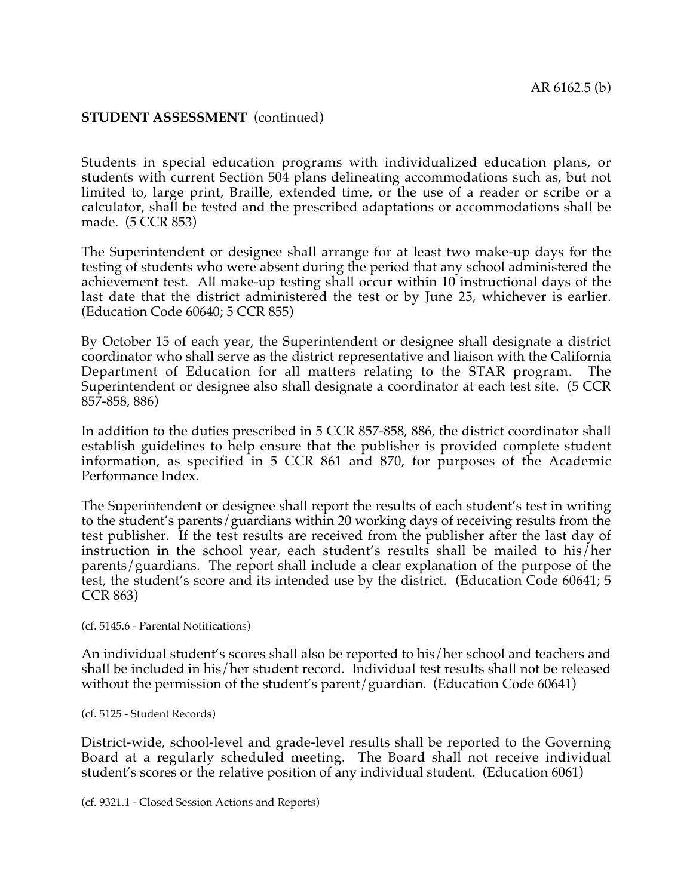**STUDENT ASSESSMENT** (continued)

Students in special education programs with individualized education plans, or students with current Section 504 plans delineating accommodations such as, but not limited to, large print, Braille, extended time, or the use of a reader or scribe or a calculator, shall be tested and the prescribed adaptations or accommodations shall be made. (5 CCR 853)

The Superintendent or designee shall arrange for at least two make-up days for the testing of students who were absent during the period that any school administered the achievement test. All make-up testing shall occur within 10 instructional days of the last date that the district administered the test or by June 25, whichever is earlier. (Education Code 60640; 5 CCR 855)

By October 15 of each year, the Superintendent or designee shall designate a district coordinator who shall serve as the district representative and liaison with the California Department of Education for all matters relating to the STAR program. The Superintendent or designee also shall designate a coordinator at each test site. (5 CCR 857-858, 886)

In addition to the duties prescribed in 5 CCR 857-858, 886, the district coordinator shall establish guidelines to help ensure that the publisher is provided complete student information, as specified in 5 CCR 861 and 870, for purposes of the Academic Performance Index.

The Superintendent or designee shall report the results of each student's test in writing to the student's parents/guardians within 20 working days of receiving results from the test publisher. If the test results are received from the publisher after the last day of instruction in the school year, each student's results shall be mailed to his/her parents/guardians. The report shall include a clear explanation of the purpose of the test, the student's score and its intended use by the district. (Education Code 60641; 5 CCR 863)

(cf. 5145.6 - Parental Notifications)

An individual student's scores shall also be reported to his/her school and teachers and shall be included in his/her student record. Individual test results shall not be released without the permission of the student's parent/guardian. (Education Code 60641)

(cf. 5125 - Student Records)

District-wide, school-level and grade-level results shall be reported to the Governing Board at a regularly scheduled meeting. The Board shall not receive individual student's scores or the relative position of any individual student. (Education 6061)

(cf. 9321.1 - Closed Session Actions and Reports)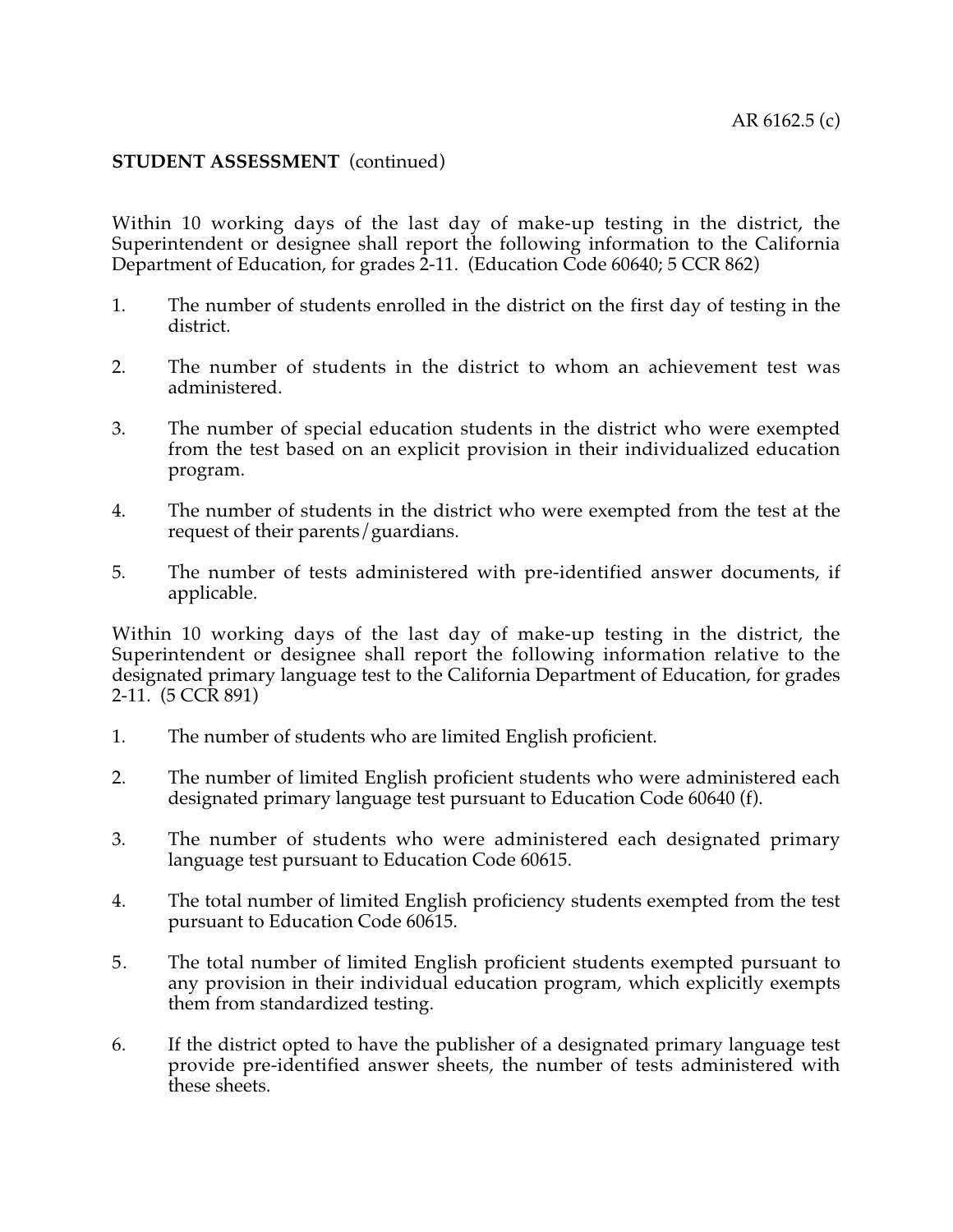**STUDENT ASSESSMENT** (continued)

Within 10 working days of the last day of make-up testing in the district, the Superintendent or designee shall report the following information to the California Department of Education, for grades 2-11. (Education Code 60640; 5 CCR 862)

1. The number of students enrolled in the district on the first day of testing in the district.
2. The number of students in the district to whom an achievement test was administered.
3. The number of special education students in the district who were exempted from the test based on an explicit provision in their individualized education program.
4. The number of students in the district who were exempted from the test at the request of their parents/guardians.
5. The number of tests administered with pre-identified answer documents, if applicable.

Within 10 working days of the last day of make-up testing in the district, the Superintendent or designee shall report the following information relative to the designated primary language test to the California Department of Education, for grades 2-11. (5 CCR 891)

1. The number of students who are limited English proficient.
2. The number of limited English proficient students who were administered each designated primary language test pursuant to Education Code 60640 (f).
3. The number of students who were administered each designated primary language test pursuant to Education Code 60615.
4. The total number of limited English proficiency students exempted from the test pursuant to Education Code 60615.
5. The total number of limited English proficient students exempted pursuant to any provision in their individual education program, which explicitly exempts them from standardized testing.
6. If the district opted to have the publisher of a designated primary language test provide pre-identified answer sheets, the number of tests administered with these sheets.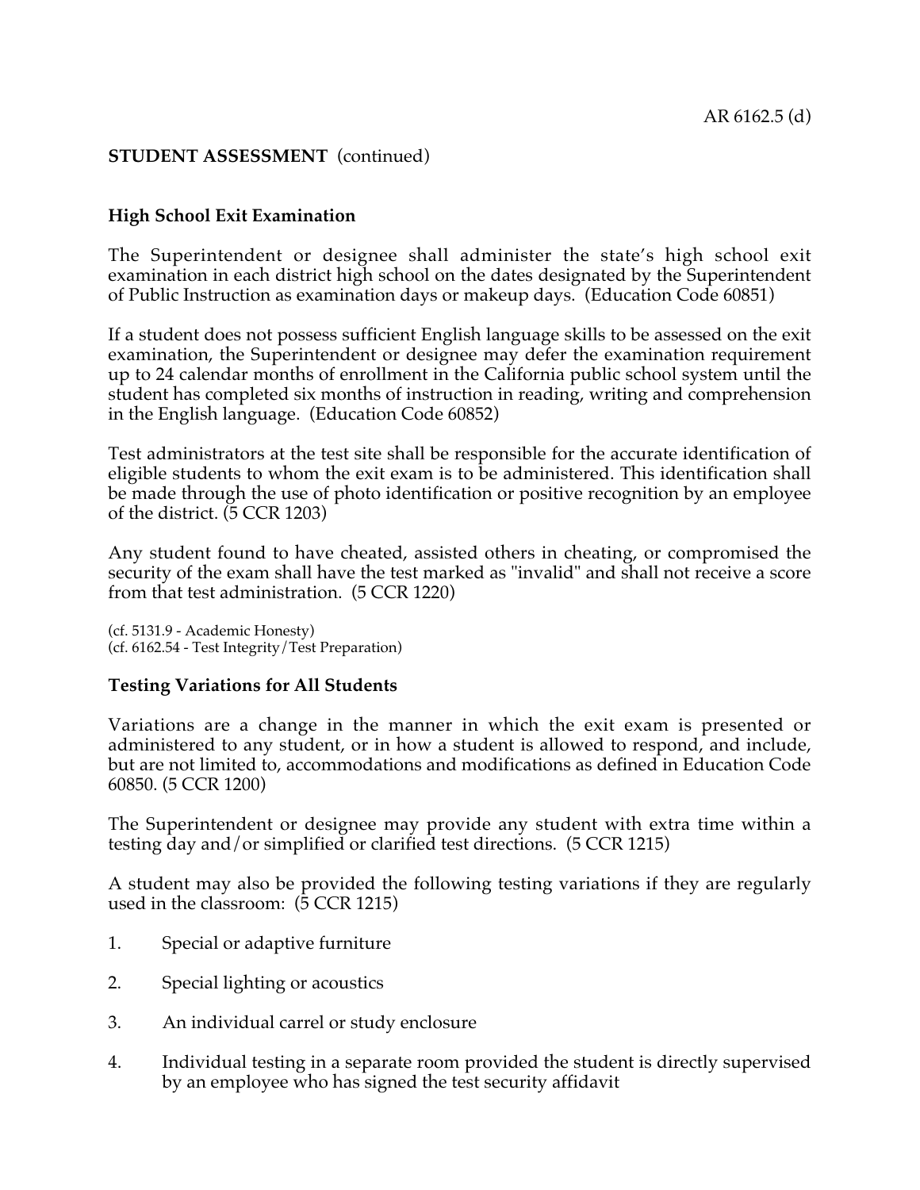**STUDENT ASSESSMENT** (continued)

**High School Exit Examination**

The Superintendent or designee shall administer the state's high school exit examination in each district high school on the dates designated by the Superintendent of Public Instruction as examination days or makeup days. (Education Code 60851)

If a student does not possess sufficient English language skills to be assessed on the exit examination, the Superintendent or designee may defer the examination requirement up to 24 calendar months of enrollment in the California public school system until the student has completed six months of instruction in reading, writing and comprehension in the English language. (Education Code 60852)

Test administrators at the test site shall be responsible for the accurate identification of eligible students to whom the exit exam is to be administered. This identification shall be made through the use of photo identification or positive recognition by an employee of the district. (5 CCR 1203)

Any student found to have cheated, assisted others in cheating, or compromised the security of the exam shall have the test marked as "invalid" and shall not receive a score from that test administration. (5 CCR 1220)

(cf. 5131.9 - Academic Honesty)
(cf. 6162.54 - Test Integrity/Test Preparation)

**Testing Variations for All Students**

Variations are a change in the manner in which the exit exam is presented or administered to any student, or in how a student is allowed to respond, and include, but are not limited to, accommodations and modifications as defined in Education Code 60850. (5 CCR 1200)

The Superintendent or designee may provide any student with extra time within a testing day and/or simplified or clarified test directions. (5 CCR 1215)

A student may also be provided the following testing variations if they are regularly used in the classroom: (5 CCR 1215)

1. Special or adaptive furniture
2. Special lighting or acoustics
3. An individual carrel or study enclosure
4. Individual testing in a separate room provided the student is directly supervised by an employee who has signed the test security affidavit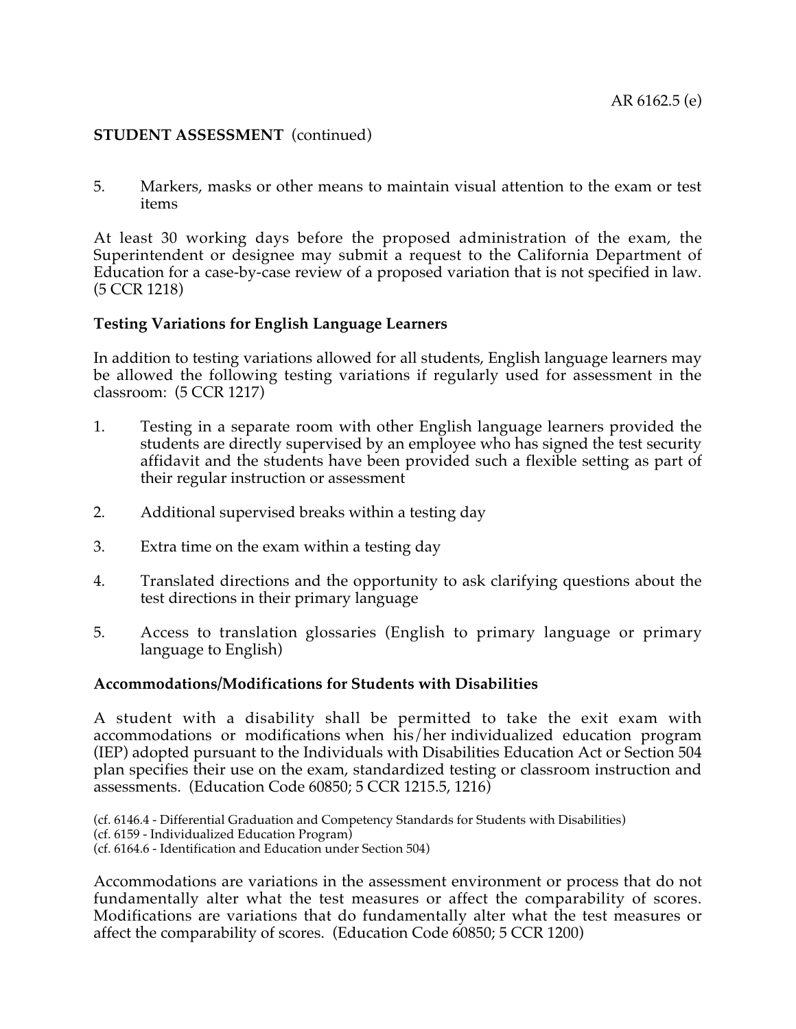5. Markers, masks or other means to maintain visual attention to the exam or test items

At least 30 working days before the proposed administration of the exam, the Superintendent or designee may submit a request to the California Department of Education for a case-by-case review of a proposed variation that is not specified in law. (5 CCR 1218)

**Testing Variations for English Language Learners**

In addition to testing variations allowed for all students, English language learners may be allowed the following testing variations if regularly used for assessment in the classroom: (5 CCR 1217)

1. Testing in a separate room with other English language learners provided the students are directly supervised by an employee who has signed the test security affidavit and the students have been provided such a flexible setting as part of their regular instruction or assessment

2. Additional supervised breaks within a testing day

3. Extra time on the exam within a testing day

4. Translated directions and the opportunity to ask clarifying questions about the test directions in their primary language

5. Access to translation glossaries (English to primary language or primary language to English)

**Accommodations/Modifications for Students with Disabilities**

A student with a disability shall be permitted to take the exit exam with accommodations or modifications when his/her individualized education program (IEP) adopted pursuant to the Individuals with Disabilities Education Act or Section 504 plan specifies their use on the exam, standardized testing or classroom instruction and assessments. (Education Code 60850; 5 CCR 1215.5, 1216)

(cf. 6146.4 - Differential Graduation and Competency Standards for Students with Disabilities)
(cf. 6159 - Individualized Education Program)
(cf. 6164.6 - Identification and Education under Section 504)

Accommodations are variations in the assessment environment or process that do not fundamentally alter what the test measures or affect the comparability of scores. Modifications are variations that do fundamentally alter what the test measures or affect the comparability of scores. (Education Code 60850; 5 CCR 1200)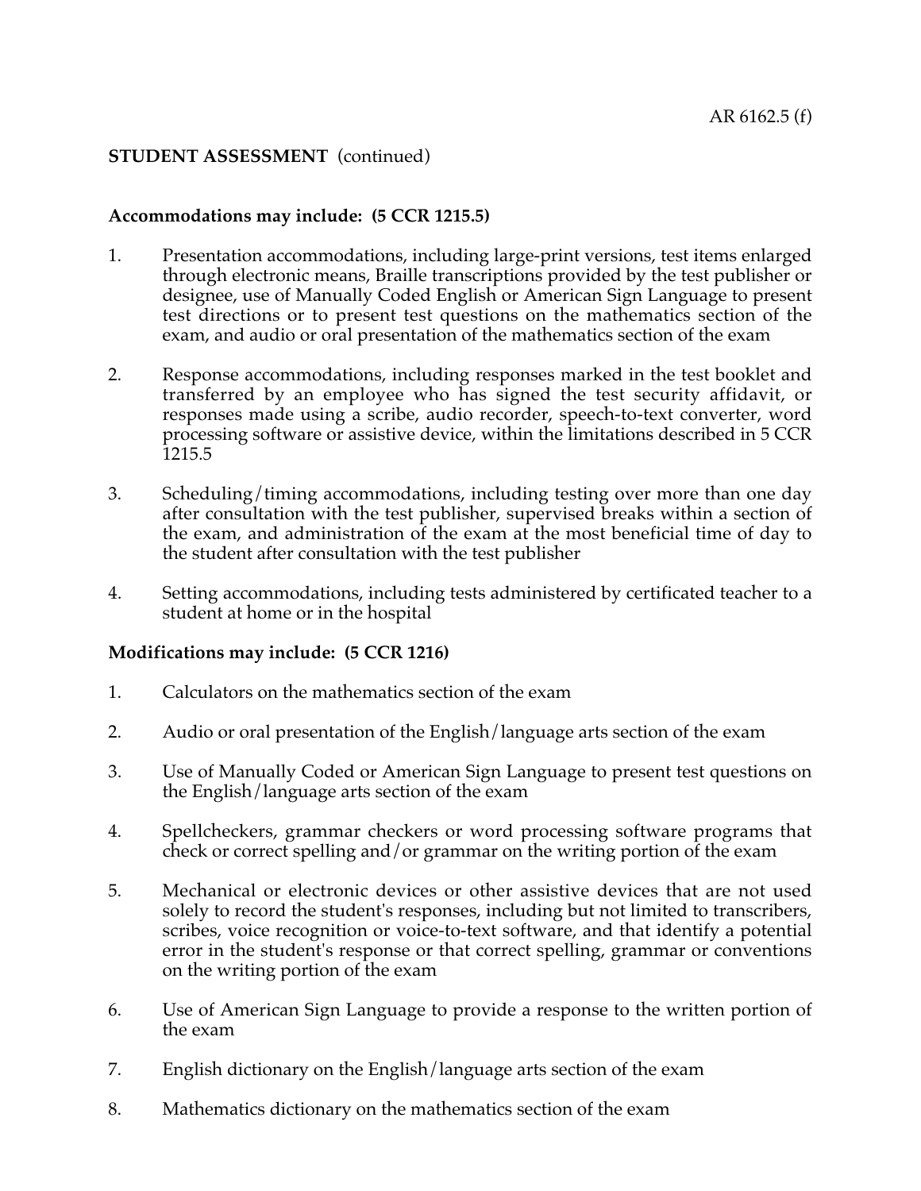**Accommodations may include: (5 CCR 1215.5)**

1. Presentation accommodations, including large-print versions, test items enlarged through electronic means, Braille transcriptions provided by the test publisher or designee, use of Manually Coded English or American Sign Language to present test directions or to present test questions on the mathematics section of the exam, and audio or oral presentation of the mathematics section of the exam

2. Response accommodations, including responses marked in the test booklet and transferred by an employee who has signed the test security affidavit, or responses made using a scribe, audio recorder, speech-to-text converter, word processing software or assistive device, within the limitations described in 5 CCR 1215.5

3. Scheduling/timing accommodations, including testing over more than one day after consultation with the test publisher, supervised breaks within a section of the exam, and administration of the exam at the most beneficial time of day to the student after consultation with the test publisher

4. Setting accommodations, including tests administered by certificated teacher to a student at home or in the hospital

**Modifications may include: (5 CCR 1216)**

1. Calculators on the mathematics section of the exam

2. Audio or oral presentation of the English/language arts section of the exam

3. Use of Manually Coded or American Sign Language to present test questions on the English/language arts section of the exam

4. Spellcheckers, grammar checkers or word processing software programs that check or correct spelling and/or grammar on the writing portion of the exam

5. Mechanical or electronic devices or other assistive devices that are not used solely to record the student's responses, including but not limited to transcribers, scribes, voice recognition or voice-to-text software, and that identify a potential error in the student's response or that correct spelling, grammar or conventions on the writing portion of the exam

6. Use of American Sign Language to provide a response to the written portion of the exam

7. English dictionary on the English/language arts section of the exam

8. Mathematics dictionary on the mathematics section of the exam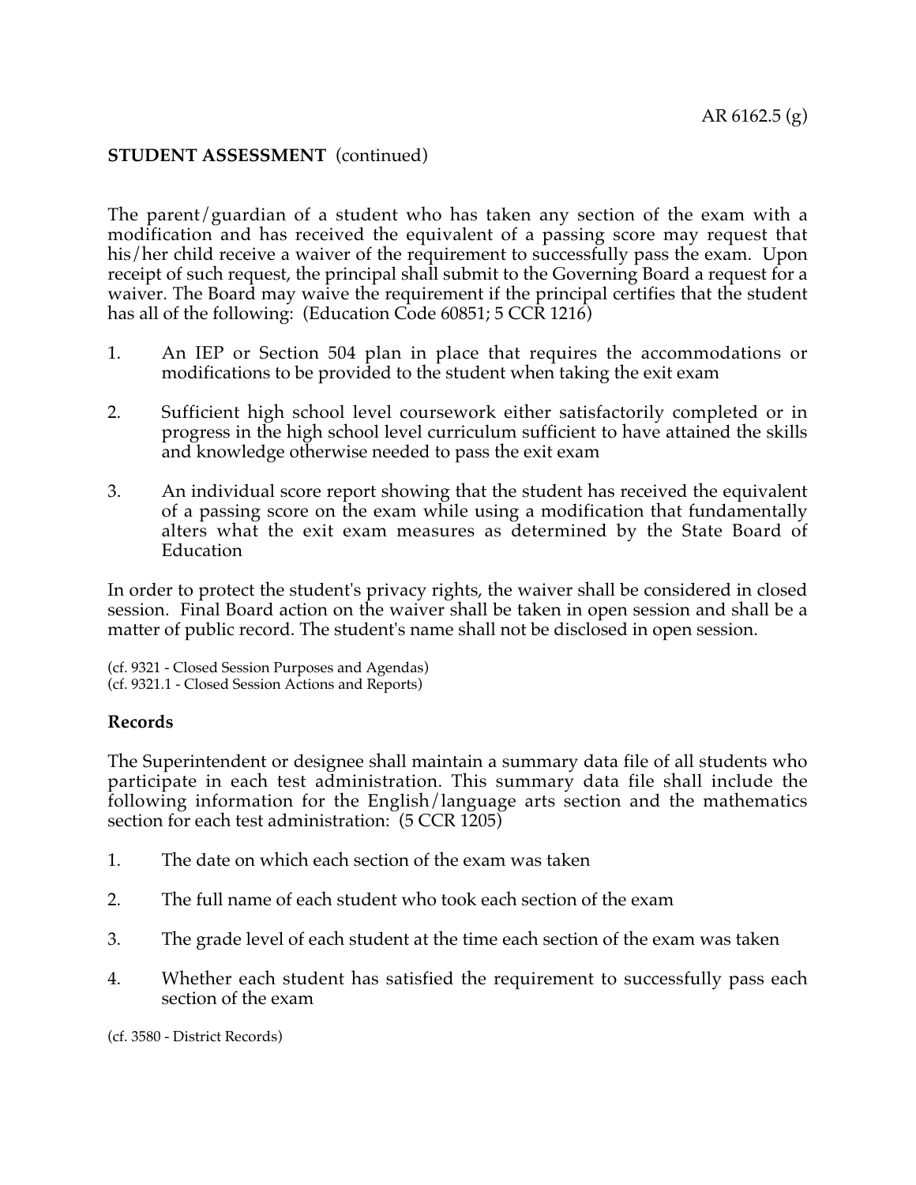**STUDENT ASSESSMENT** (continued)

The parent/guardian of a student who has taken any section of the exam with a modification and has received the equivalent of a passing score may request that his/her child receive a waiver of the requirement to successfully pass the exam. Upon receipt of such request, the principal shall submit to the Governing Board a request for a waiver. The Board may waive the requirement if the principal certifies that the student has all of the following: (Education Code 60851; 5 CCR 1216)

1. An IEP or Section 504 plan in place that requires the accommodations or modifications to be provided to the student when taking the exit exam
2. Sufficient high school level coursework either satisfactorily completed or in progress in the high school level curriculum sufficient to have attained the skills and knowledge otherwise needed to pass the exit exam
3. An individual score report showing that the student has received the equivalent of a passing score on the exam while using a modification that fundamentally alters what the exit exam measures as determined by the State Board of Education

In order to protect the student's privacy rights, the waiver shall be considered in closed session. Final Board action on the waiver shall be taken in open session and shall be a matter of public record. The student's name shall not be disclosed in open session.

(cf. 9321 - Closed Session Purposes and Agendas)
(cf. 9321.1 - Closed Session Actions and Reports)

**Records**

The Superintendent or designee shall maintain a summary data file of all students who participate in each test administration. This summary data file shall include the following information for the English/language arts section and the mathematics section for each test administration: (5 CCR 1205)

1. The date on which each section of the exam was taken
2. The full name of each student who took each section of the exam
3. The grade level of each student at the time each section of the exam was taken
4. Whether each student has satisfied the requirement to successfully pass each section of the exam

(cf. 3580 - District Records)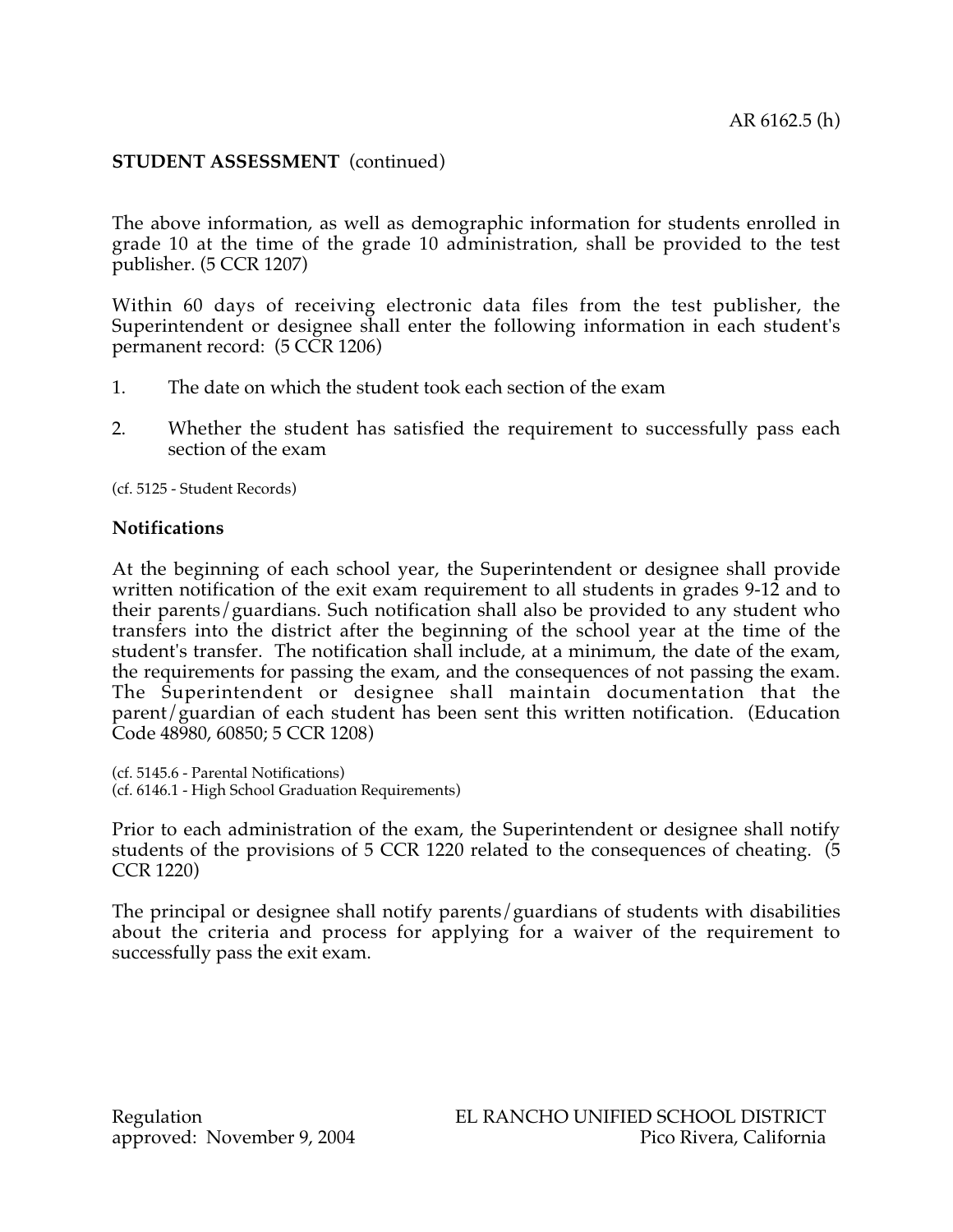**STUDENT ASSESSMENT** (continued)

The above information, as well as demographic information for students enrolled in grade 10 at the time of the grade 10 administration, shall be provided to the test publisher. (5 CCR 1207)

Within 60 days of receiving electronic data files from the test publisher, the Superintendent or designee shall enter the following information in each student's permanent record: (5 CCR 1206)

1. The date on which the student took each section of the exam
2. Whether the student has satisfied the requirement to successfully pass each section of the exam

(cf. 5125 - Student Records)

**Notifications**

At the beginning of each school year, the Superintendent or designee shall provide written notification of the exit exam requirement to all students in grades 9-12 and to their parents/guardians. Such notification shall also be provided to any student who transfers into the district after the beginning of the school year at the time of the student's transfer. The notification shall include, at a minimum, the date of the exam, the requirements for passing the exam, and the consequences of not passing the exam. The Superintendent or designee shall maintain documentation that the parent/guardian of each student has been sent this written notification. (Education Code 48980, 60850; 5 CCR 1208)

(cf. 5145.6 - Parental Notifications)
(cf. 6146.1 - High School Graduation Requirements)

Prior to each administration of the exam, the Superintendent or designee shall notify students of the provisions of 5 CCR 1220 related to the consequences of cheating. (5 CCR 1220)

The principal or designee shall notify parents/guardians of students with disabilities about the criteria and process for applying for a waiver of the requirement to successfully pass the exit exam.

Regulation approved: November 9, 2004

EL RANCHO UNIFIED SCHOOL DISTRICT
Pico Rivera, California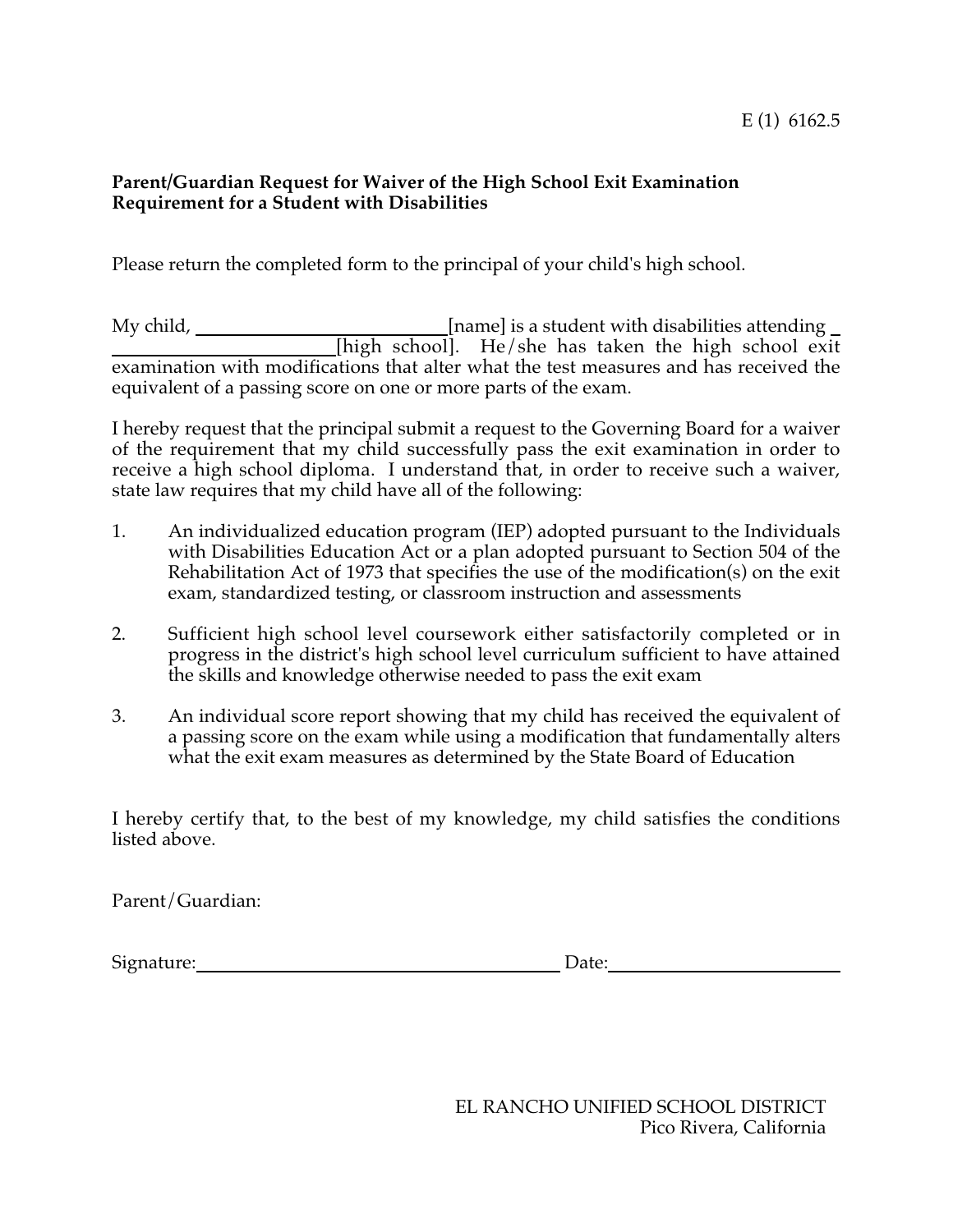E (1) 6162.5

**Parent/Guardian Request for Waiver of the High School Exit Examination Requirement for a Student with Disabilities**

Please return the completed form to the principal of your child's high school.

My child, ____________________________[name] is a student with disabilities attending ________________________[high school]. He/she has taken the high school exit examination with modifications that alter what the test measures and has received the equivalent of a passing score on one or more parts of the exam.

I hereby request that the principal submit a request to the Governing Board for a waiver of the requirement that my child successfully pass the exit examination in order to receive a high school diploma. I understand that, in order to receive such a waiver, state law requires that my child have all of the following:

1. An individualized education program (IEP) adopted pursuant to the Individuals with Disabilities Education Act or a plan adopted pursuant to Section 504 of the Rehabilitation Act of 1973 that specifies the use of the modification(s) on the exit exam, standardized testing, or classroom instruction and assessments

2. Sufficient high school level coursework either satisfactorily completed or in progress in the district's high school level curriculum sufficient to have attained the skills and knowledge otherwise needed to pass the exit exam

3. An individual score report showing that my child has received the equivalent of a passing score on the exam while using a modification that fundamentally alters what the exit exam measures as determined by the State Board of Education

I hereby certify that, to the best of my knowledge, my child satisfies the conditions listed above.

Parent/Guardian:

Signature:________________________________________ Date:________________________

EL RANCHO UNIFIED SCHOOL DISTRICT
Pico Rivera, California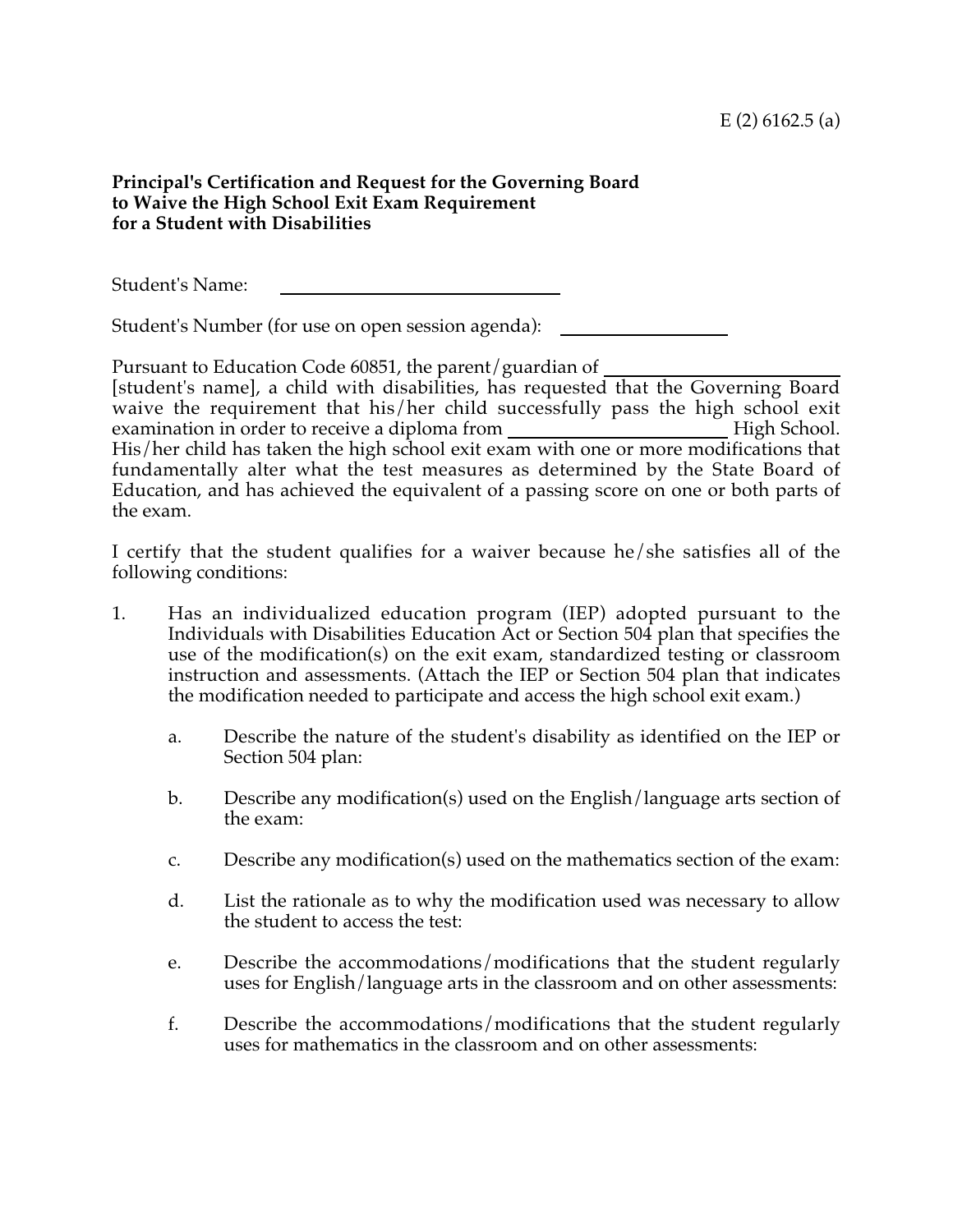E (2) 6162.5 (a)

**Principal's Certification and Request for the Governing Board to Waive the High School Exit Exam Requirement for a Student with Disabilities**

Student's Name: ______________________________

Student's Number (for use on open session agenda): __________________

Pursuant to Education Code 60851, the parent/guardian of ______________________ [student's name], a child with disabilities, has requested that the Governing Board waive the requirement that his/her child successfully pass the high school exit examination in order to receive a diploma from ______________________ High School. His/her child has taken the high school exit exam with one or more modifications that fundamentally alter what the test measures as determined by the State Board of Education, and has achieved the equivalent of a passing score on one or both parts of the exam.

I certify that the student qualifies for a waiver because he/she satisfies all of the following conditions:

1. Has an individualized education program (IEP) adopted pursuant to the Individuals with Disabilities Education Act or Section 504 plan that specifies the use of the modification(s) on the exit exam, standardized testing or classroom instruction and assessments. (Attach the IEP or Section 504 plan that indicates the modification needed to participate and access the high school exit exam.)

    a. Describe the nature of the student's disability as identified on the IEP or Section 504 plan:

    b. Describe any modification(s) used on the English/language arts section of the exam:

    c. Describe any modification(s) used on the mathematics section of the exam:

    d. List the rationale as to why the modification used was necessary to allow the student to access the test:

    e. Describe the accommodations/modifications that the student regularly uses for English/language arts in the classroom and on other assessments:

    f. Describe the accommodations/modifications that the student regularly uses for mathematics in the classroom and on other assessments: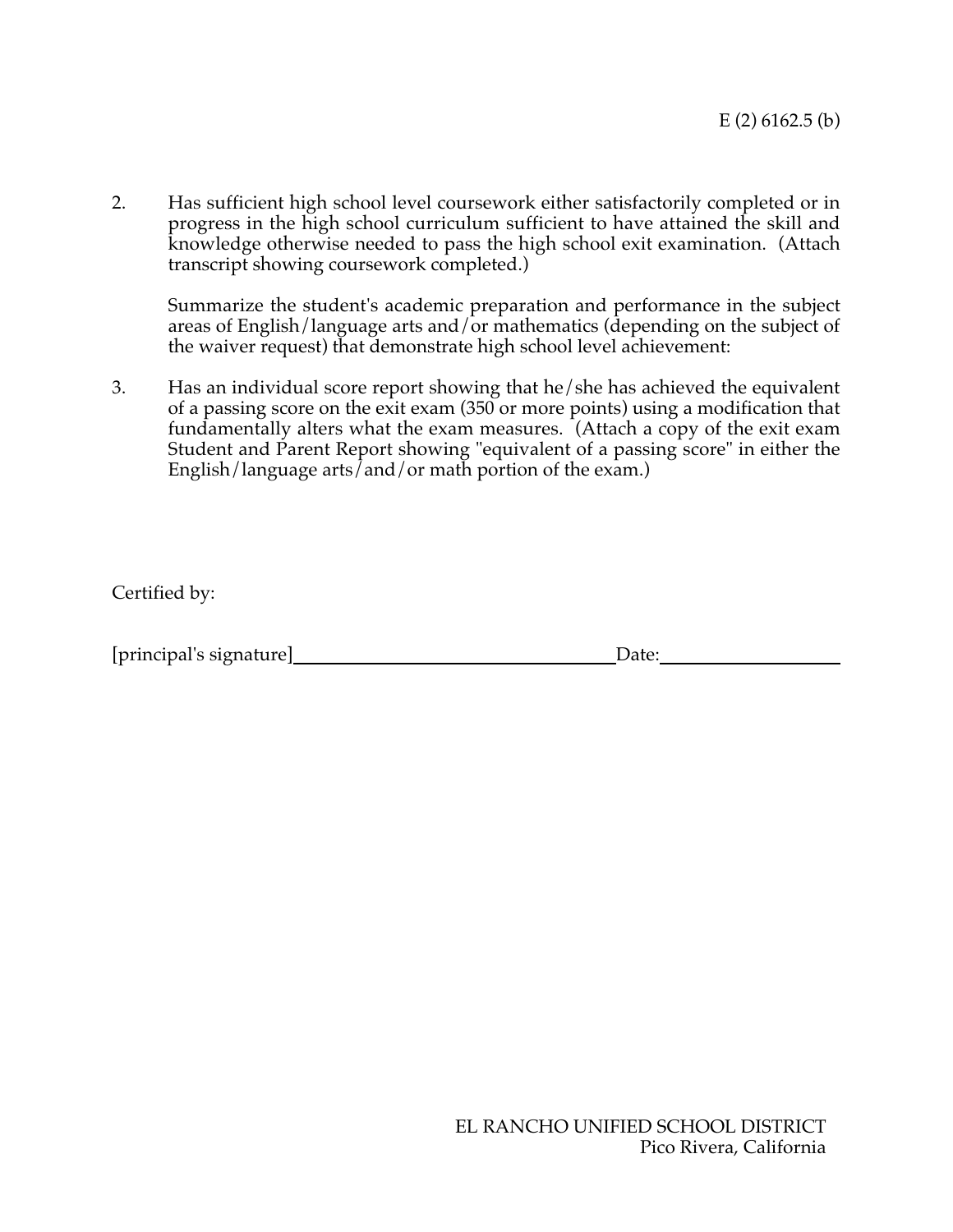E (2) 6162.5 (b)

2. Has sufficient high school level coursework either satisfactorily completed or in progress in the high school curriculum sufficient to have attained the skill and knowledge otherwise needed to pass the high school exit examination. (Attach transcript showing coursework completed.)

   Summarize the student's academic preparation and performance in the subject areas of English/language arts and/or mathematics (depending on the subject of the waiver request) that demonstrate high school level achievement:

3. Has an individual score report showing that he/she has achieved the equivalent of a passing score on the exit exam (350 or more points) using a modification that fundamentally alters what the exam measures. (Attach a copy of the exit exam Student and Parent Report showing "equivalent of a passing score" in either the English/language arts/and/or math portion of the exam.)

Certified by:

[principal's signature]\_\_\_\_\_\_\_\_\_\_\_\_\_\_\_\_\_\_\_\_\_\_\_\_\_\_\_\_\_\_\_\_ Date:\_\_\_\_\_\_\_\_\_\_\_\_\_\_\_\_\_\_

EL RANCHO UNIFIED SCHOOL DISTRICT
Pico Rivera, California